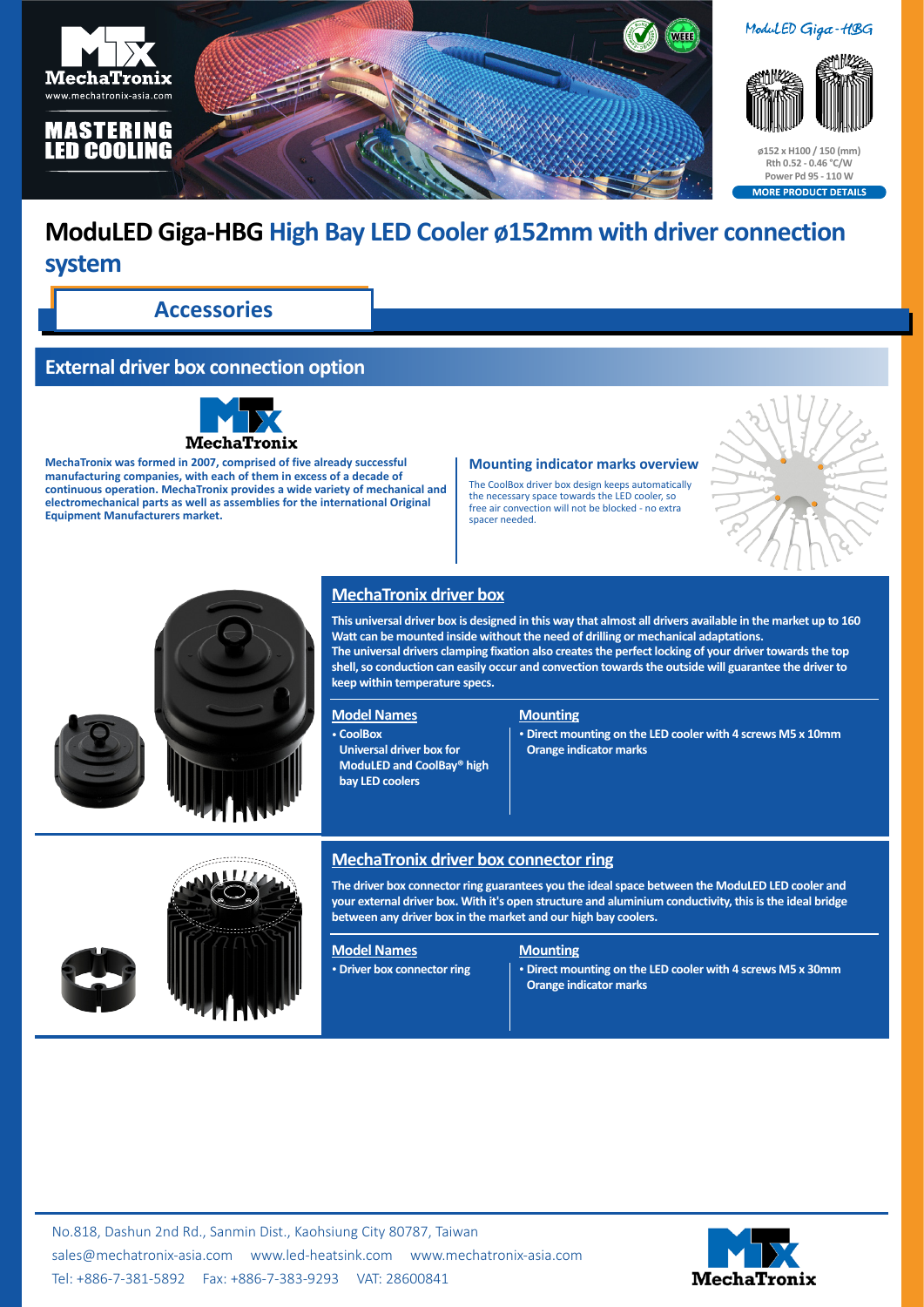MechaTronix

www.mechatronix-asia.com

MASTERING LED COOLING

ModuLED Giga-HBG

ø152 x H100 / 150 (mm)
Rth 0.52 - 0.46 °C/W
Power Pd 95 - 110 W

MORE PRODUCT DETAILS

# ModuLED Giga-HBG High Bay LED Cooler ø152mm with driver connection system

## Accessories

## External driver box connection option

**MechaTronix was formed in 2007, comprised of five already successful manufacturing companies, with each of them in excess of a decade of continuous operation. MechaTronix provides a wide variety of mechanical and electromechanical parts as well as assemblies for the international Original Equipment Manufacturers market.**

### Mounting indicator marks overview

The CoolBox driver box design keeps automatically the necessary space towards the LED cooler, so free air convection will not be blocked - no extra spacer needed.

### MechaTronix driver box

**This universal driver box is designed in this way that almost all drivers available in the market up to 160 Watt can be mounted inside without the need of drilling or mechanical adaptations.**
**The universal drivers clamping fixation also creates the perfect locking of your driver towards the top shell, so conduction can easily occur and convection towards the outside will guarantee the driver to keep within temperature specs.**

**Model Names**

- **CoolBox**
  **Universal driver box for ModuLED and CoolBay® high bay LED coolers**

**Mounting**

- **Direct mounting on the LED cooler with 4 screws M5 x 10mm**
  **Orange indicator marks**

### MechaTronix driver box connector ring

**The driver box connector ring guarantees you the ideal space between the ModuLED LED cooler and your external driver box. With it's open structure and aluminium conductivity, this is the ideal bridge between any driver box in the market and our high bay coolers.**

**Model Names**

- **Driver box connector ring**

**Mounting**

- **Direct mounting on the LED cooler with 4 screws M5 x 30mm**
  **Orange indicator marks**

No.818, Dashun 2nd Rd., Sanmin Dist., Kaohsiung City 80787, Taiwan
sales@mechatronix-asia.com www.led-heatsink.com www.mechatronix-asia.com
Tel: +886-7-381-5892 Fax: +886-7-383-9293 VAT: 28600841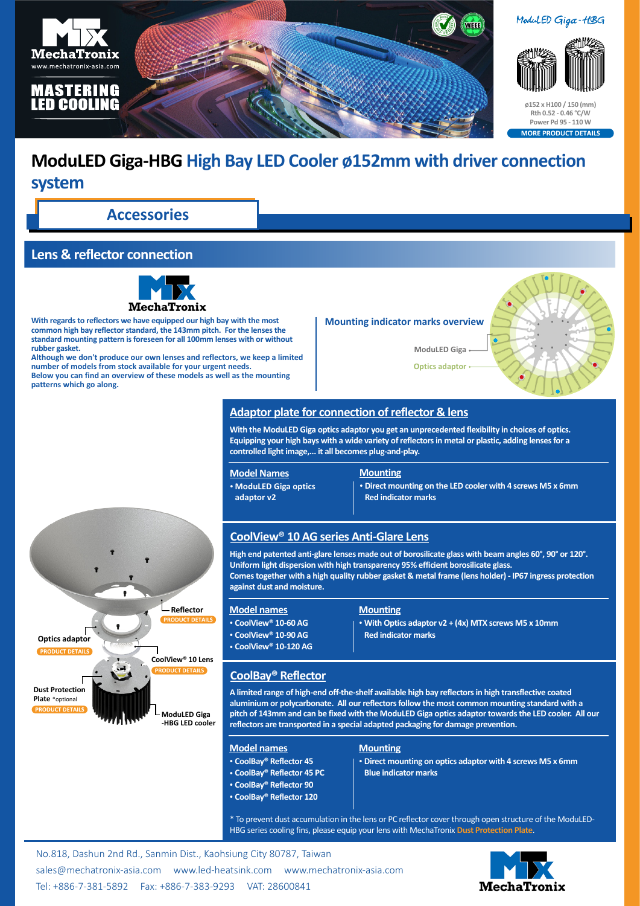MASTERING LED COOLING

ModuLED Giga-HBG

ø152 x H100 / 150 (mm)
Rth 0.52 - 0.46 °C/W
Power Pd 95 - 110 W

MORE PRODUCT DETAILS

# ModuLED Giga-HBG High Bay LED Cooler ø152mm with driver connection system

## Accessories

## Lens & reflector connection

With regards to reflectors we have equipped our high bay with the most common high bay reflector standard, the 143mm pitch. For the lenses the standard mounting pattern is foreseen for all 100mm lenses with or without rubber gasket.
Although we don't produce our own lenses and reflectors, we keep a limited number of models from stock available for your urgent needs.
Below you can find an overview of these models as well as the mounting patterns which go along.

**Mounting indicator marks overview**

ModuLED Giga

Optics adaptor

### Adaptor plate for connection of reflector & lens

With the ModuLED Giga optics adaptor you get an unprecedented flexibility in choices of optics. Equipping your high bays with a wide variety of reflectors in metal or plastic, adding lenses for a controlled light image,... it all becomes plug-and-play.

| Model Names | Mounting |
| --- | --- |
| • ModuLED Giga optics adaptor v2 | • Direct mounting on the LED cooler with 4 screws M5 x 6mm Red indicator marks |

### CoolView® 10 AG series Anti-Glare Lens

High end patented anti-glare lenses made out of borosilicate glass with beam angles 60°, 90° or 120°.
Uniform light dispersion with high transparency 95% efficient borosilicate glass.
Comes together with a high quality rubber gasket & metal frame (lens holder) - IP67 ingress protection against dust and moisture.

| Model names | Mounting |
| --- | --- |
| • CoolView® 10-60 AG<br>• CoolView® 10-90 AG<br>• CoolView® 10-120 AG | • With Optics adaptor v2 + (4x) MTX screws M5 x 10mm Red indicator marks |

### CoolBay® Reflector

A limited range of high-end off-the-shelf available high bay reflectors in high transflective coated aluminium or polycarbonate. All our reflectors follow the most common mounting standard with a pitch of 143mm and can be fixed with the ModuLED Giga optics adaptor towards the LED cooler. All our reflectors are transported in a special adapted packaging for damage prevention.

| Model names | Mounting |
| --- | --- |
| • CoolBay® Reflector 45<br>• CoolBay® Reflector 45 PC<br>• CoolBay® Reflector 90<br>• CoolBay® Reflector 120 | • Direct mounting on optics adaptor with 4 screws M5 x 6mm Blue indicator marks |

Reflector — PRODUCT DETAILS
Optics adaptor — PRODUCT DETAILS
CoolView® 10 Lens — PRODUCT DETAILS
Dust Protection Plate *optional — PRODUCT DETAILS
ModuLED Giga -HBG LED cooler

* To prevent dust accumulation in the lens or PC reflector cover through open structure of the ModuLED-HBG series cooling fins, please equip your lens with MechaTronix Dust Protection Plate.

No.818, Dashun 2nd Rd., Sanmin Dist., Kaohsiung City 80787, Taiwan
sales@mechatronix-asia.com www.led-heatsink.com www.mechatronix-asia.com
Tel: +886-7-381-5892 Fax: +886-7-383-9293 VAT: 28600841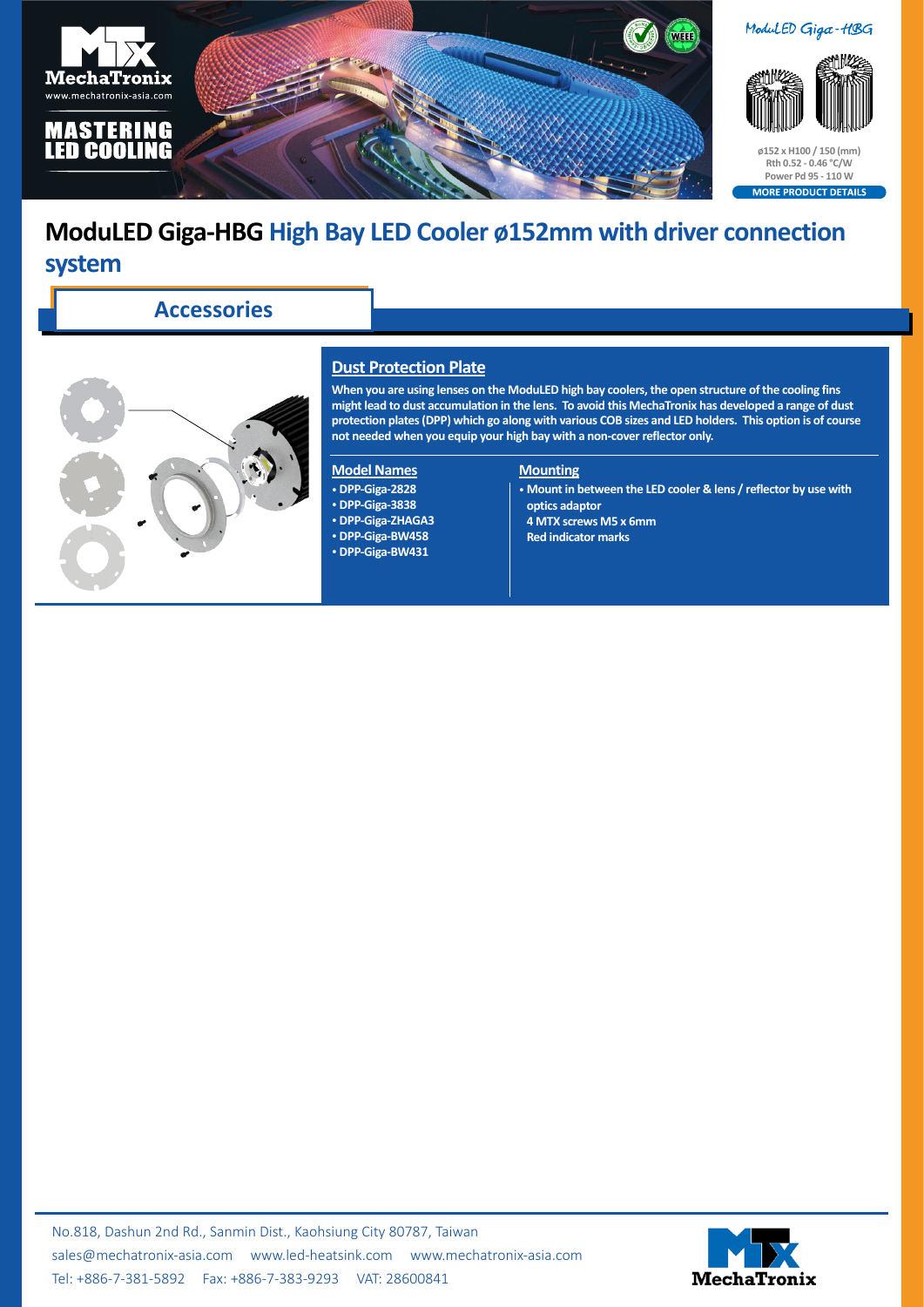# ModuLED Giga-HBG High Bay LED Cooler ø152mm with driver connection system

## Accessories

### Dust Protection Plate

**When you are using lenses on the ModuLED high bay coolers, the open structure of the cooling fins might lead to dust accumulation in the lens. To avoid this MechaTronix has developed a range of dust protection plates (DPP) which go along with various COB sizes and LED holders. This option is of course not needed when you equip your high bay with a non-cover reflector only.**

**Model Names**

- **DPP-Giga-2828**
- **DPP-Giga-3838**
- **DPP-Giga-ZHAGA3**
- **DPP-Giga-BW458**
- **DPP-Giga-BW431**

**Mounting**

- **Mount in between the LED cooler & lens / reflector by use with optics adaptor**
  **4 MTX screws M5 x 6mm**
  **Red indicator marks**

No.818, Dashun 2nd Rd., Sanmin Dist., Kaohsiung City 80787, Taiwan
sales@mechatronix-asia.com www.led-heatsink.com www.mechatronix-asia.com
Tel: +886-7-381-5892 Fax: +886-7-383-9293 VAT: 28600841